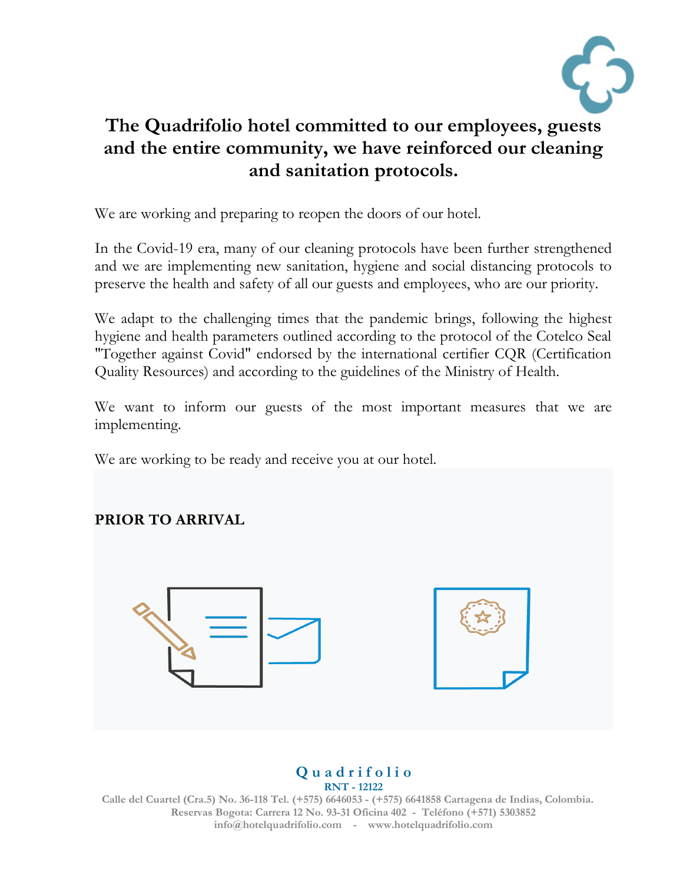# The Quadrifolio hotel committed to our employees, guests and the entire community, we have reinforced our cleaning and sanitation protocols.

We are working and preparing to reopen the doors of our hotel.

In the Covid-19 era, many of our cleaning protocols have been further strengthened and we are implementing new sanitation, hygiene and social distancing protocols to preserve the health and safety of all our guests and employees, who are our priority.

We adapt to the challenging times that the pandemic brings, following the highest hygiene and health parameters outlined according to the protocol of the Cotelco Seal "Together against Covid" endorsed by the international certifier CQR (Certification Quality Resources) and according to the guidelines of the Ministry of Health.

We want to inform our guests of the most important measures that we are implementing.

We are working to be ready and receive you at our hotel.

## PRIOR TO ARRIVAL

**Quadrifolio**
**RNT - 12122**
Calle del Cuartel (Cra.5) No. 36-118 Tel. (+575) 6646053 - (+575) 6641858 Cartagena de Indias, Colombia.
Reservas Bogota: Carrera 12 No. 93-31 Oficina 402 - Teléfono (+571) 5303852
info@hotelquadrifolio.com - www.hotelquadrifolio.com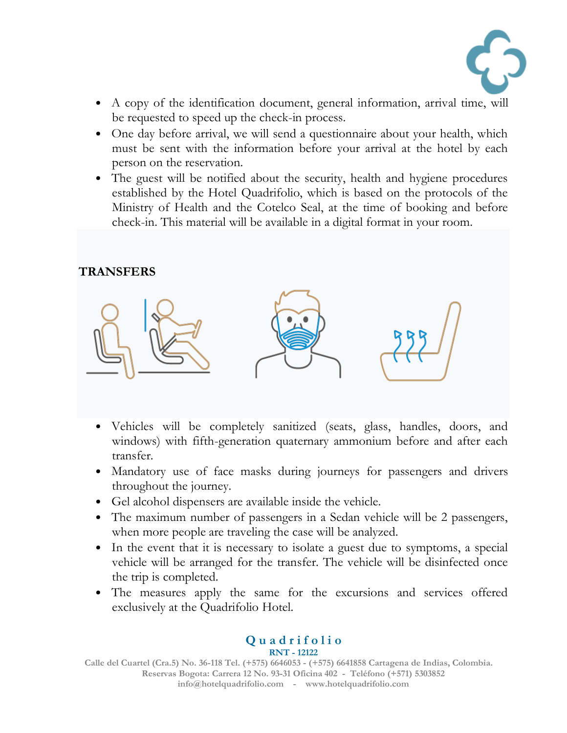- A copy of the identification document, general information, arrival time, will be requested to speed up the check-in process.
- One day before arrival, we will send a questionnaire about your health, which must be sent with the information before your arrival at the hotel by each person on the reservation.
- The guest will be notified about the security, health and hygiene procedures established by the Hotel Quadrifolio, which is based on the protocols of the Ministry of Health and the Cotelco Seal, at the time of booking and before check-in. This material will be available in a digital format in your room.

## TRANSFERS

- Vehicles will be completely sanitized (seats, glass, handles, doors, and windows) with fifth-generation quaternary ammonium before and after each transfer.
- Mandatory use of face masks during journeys for passengers and drivers throughout the journey.
- Gel alcohol dispensers are available inside the vehicle.
- The maximum number of passengers in a Sedan vehicle will be 2 passengers, when more people are traveling the case will be analyzed.
- In the event that it is necessary to isolate a guest due to symptoms, a special vehicle will be arranged for the transfer. The vehicle will be disinfected once the trip is completed.
- The measures apply the same for the excursions and services offered exclusively at the Quadrifolio Hotel.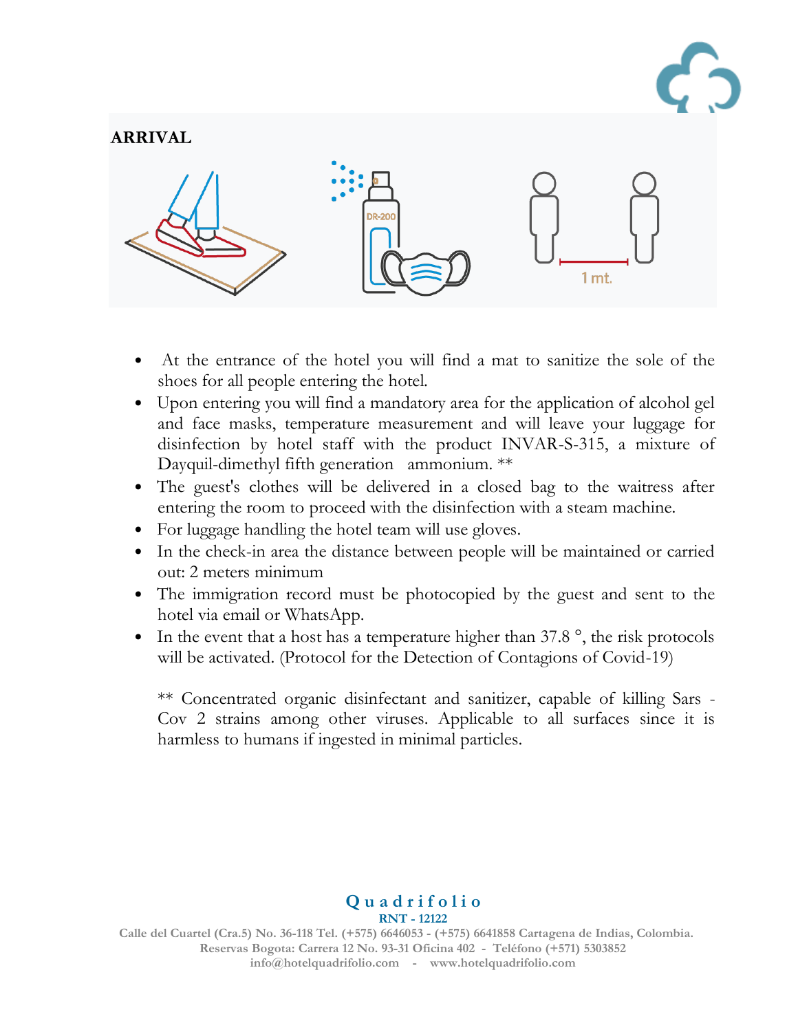## ARRIVAL

- At the entrance of the hotel you will find a mat to sanitize the sole of the shoes for all people entering the hotel.
- Upon entering you will find a mandatory area for the application of alcohol gel and face masks, temperature measurement and will leave your luggage for disinfection by hotel staff with the product INVAR-S-315, a mixture of Dayquil-dimethyl fifth generation ammonium. **
- The guest's clothes will be delivered in a closed bag to the waitress after entering the room to proceed with the disinfection with a steam machine.
- For luggage handling the hotel team will use gloves.
- In the check-in area the distance between people will be maintained or carried out: 2 meters minimum
- The immigration record must be photocopied by the guest and sent to the hotel via email or WhatsApp.
- In the event that a host has a temperature higher than 37.8 °, the risk protocols will be activated. (Protocol for the Detection of Contagions of Covid-19)

** Concentrated organic disinfectant and sanitizer, capable of killing Sars - Cov 2 strains among other viruses. Applicable to all surfaces since it is harmless to humans if ingested in minimal particles.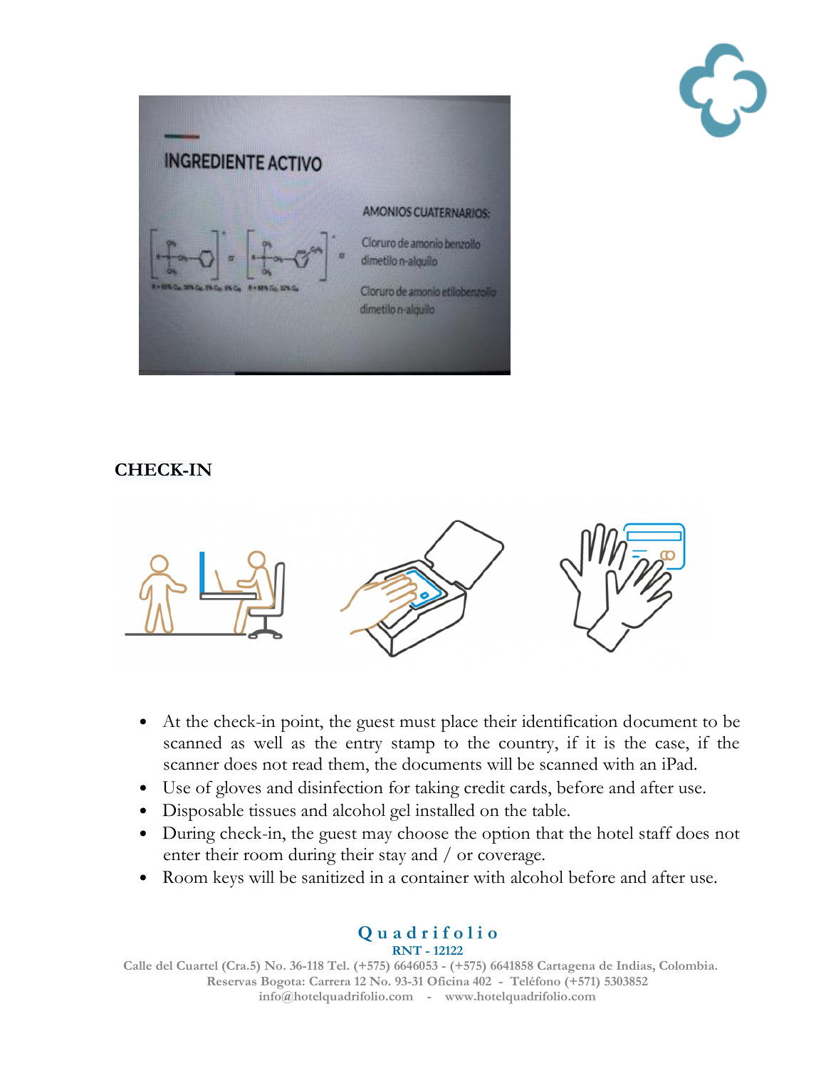INGREDIENTE ACTIVO

AMONIOS CUATERNARIOS:

Cloruro de amonio benzoilo dimetilo n-alquilo

Cloruro de amonio etilobenzoilo dimetilo n-alquilo

**CHECK-IN**

- At the check-in point, the guest must place their identification document to be scanned as well as the entry stamp to the country, if it is the case, if the scanner does not read them, the documents will be scanned with an iPad.
- Use of gloves and disinfection for taking credit cards, before and after use.
- Disposable tissues and alcohol gel installed on the table.
- During check-in, the guest may choose the option that the hotel staff does not enter their room during their stay and / or coverage.
- Room keys will be sanitized in a container with alcohol before and after use.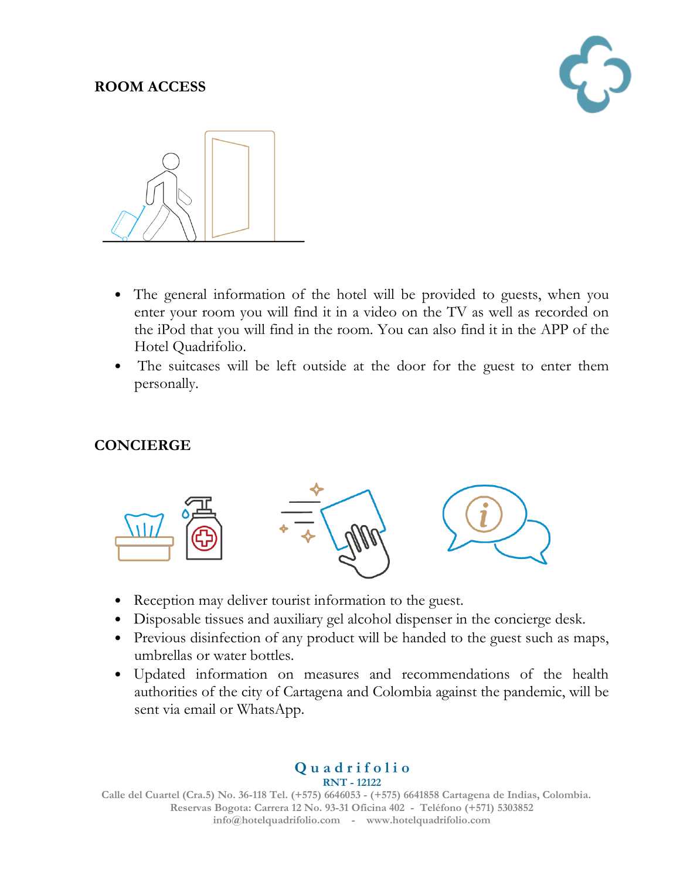## ROOM ACCESS

- The general information of the hotel will be provided to guests, when you enter your room you will find it in a video on the TV as well as recorded on the iPod that you will find in the room. You can also find it in the APP of the Hotel Quadrifolio.
- The suitcases will be left outside at the door for the guest to enter them personally.

## CONCIERGE

- Reception may deliver tourist information to the guest.
- Disposable tissues and auxiliary gel alcohol dispenser in the concierge desk.
- Previous disinfection of any product will be handed to the guest such as maps, umbrellas or water bottles.
- Updated information on measures and recommendations of the health authorities of the city of Cartagena and Colombia against the pandemic, will be sent via email or WhatsApp.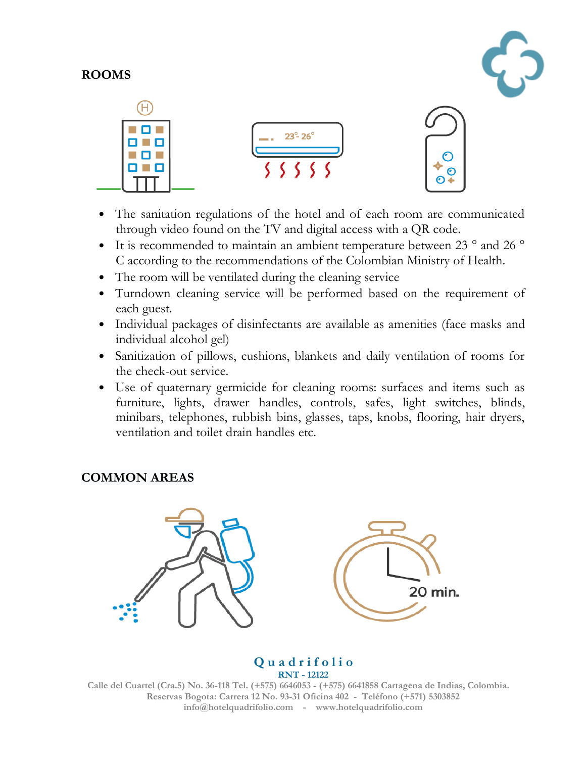## ROOMS

- The sanitation regulations of the hotel and of each room are communicated through video found on the TV and digital access with a QR code.
- It is recommended to maintain an ambient temperature between 23 ° and 26 ° C according to the recommendations of the Colombian Ministry of Health.
- The room will be ventilated during the cleaning service
- Turndown cleaning service will be performed based on the requirement of each guest.
- Individual packages of disinfectants are available as amenities (face masks and individual alcohol gel)
- Sanitization of pillows, cushions, blankets and daily ventilation of rooms for the check-out service.
- Use of quaternary germicide for cleaning rooms: surfaces and items such as furniture, lights, drawer handles, controls, safes, light switches, blinds, minibars, telephones, rubbish bins, glasses, taps, knobs, flooring, hair dryers, ventilation and toilet drain handles etc.

## COMMON AREAS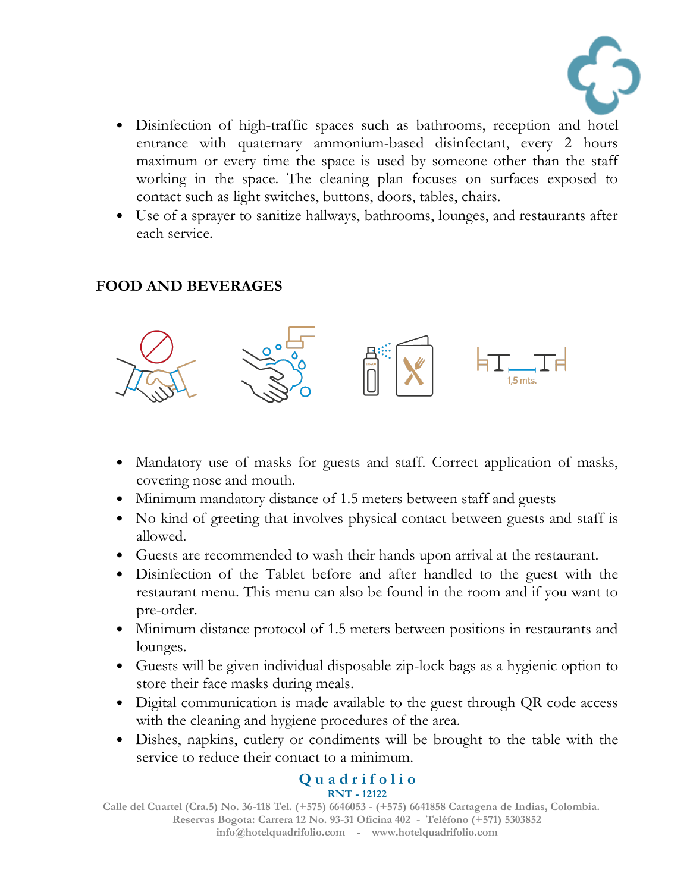- Disinfection of high-traffic spaces such as bathrooms, reception and hotel entrance with quaternary ammonium-based disinfectant, every 2 hours maximum or every time the space is used by someone other than the staff working in the space. The cleaning plan focuses on surfaces exposed to contact such as light switches, buttons, doors, tables, chairs.
- Use of a sprayer to sanitize hallways, bathrooms, lounges, and restaurants after each service.

**FOOD AND BEVERAGES**

- Mandatory use of masks for guests and staff. Correct application of masks, covering nose and mouth.
- Minimum mandatory distance of 1.5 meters between staff and guests
- No kind of greeting that involves physical contact between guests and staff is allowed.
- Guests are recommended to wash their hands upon arrival at the restaurant.
- Disinfection of the Tablet before and after handled to the guest with the restaurant menu. This menu can also be found in the room and if you want to pre-order.
- Minimum distance protocol of 1.5 meters between positions in restaurants and lounges.
- Guests will be given individual disposable zip-lock bags as a hygienic option to store their face masks during meals.
- Digital communication is made available to the guest through QR code access with the cleaning and hygiene procedures of the area.
- Dishes, napkins, cutlery or condiments will be brought to the table with the service to reduce their contact to a minimum.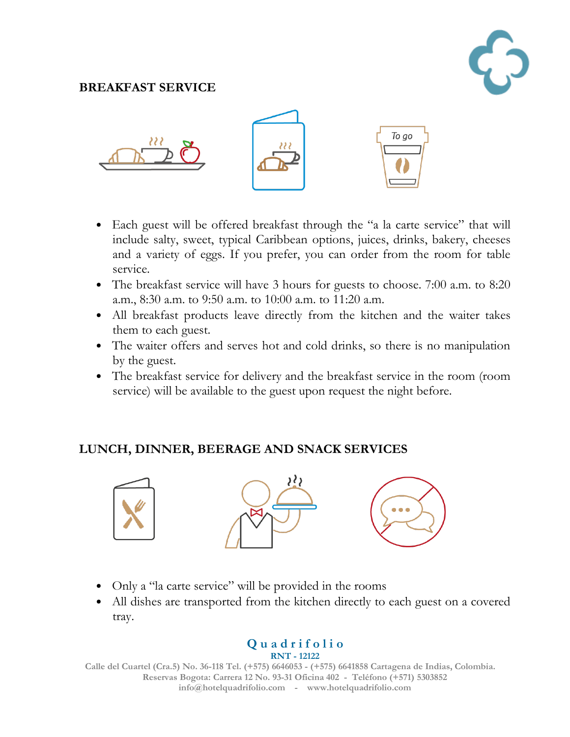## BREAKFAST SERVICE

- Each guest will be offered breakfast through the "a la carte service" that will include salty, sweet, typical Caribbean options, juices, drinks, bakery, cheeses and a variety of eggs. If you prefer, you can order from the room for table service.
- The breakfast service will have 3 hours for guests to choose. 7:00 a.m. to 8:20 a.m., 8:30 a.m. to 9:50 a.m. to 10:00 a.m. to 11:20 a.m.
- All breakfast products leave directly from the kitchen and the waiter takes them to each guest.
- The waiter offers and serves hot and cold drinks, so there is no manipulation by the guest.
- The breakfast service for delivery and the breakfast service in the room (room service) will be available to the guest upon request the night before.

## LUNCH, DINNER, BEERAGE AND SNACK SERVICES

- Only a "la carte service" will be provided in the rooms
- All dishes are transported from the kitchen directly to each guest on a covered tray.

**Quadrifolio**
**RNT - 12122**
Calle del Cuartel (Cra.5) No. 36-118 Tel. (+575) 6646053 - (+575) 6641858 Cartagena de Indias, Colombia.
Reservas Bogota: Carrera 12 No. 93-31 Oficina 402 - Teléfono (+571) 5303852
info@hotelquadrifolio.com - www.hotelquadrifolio.com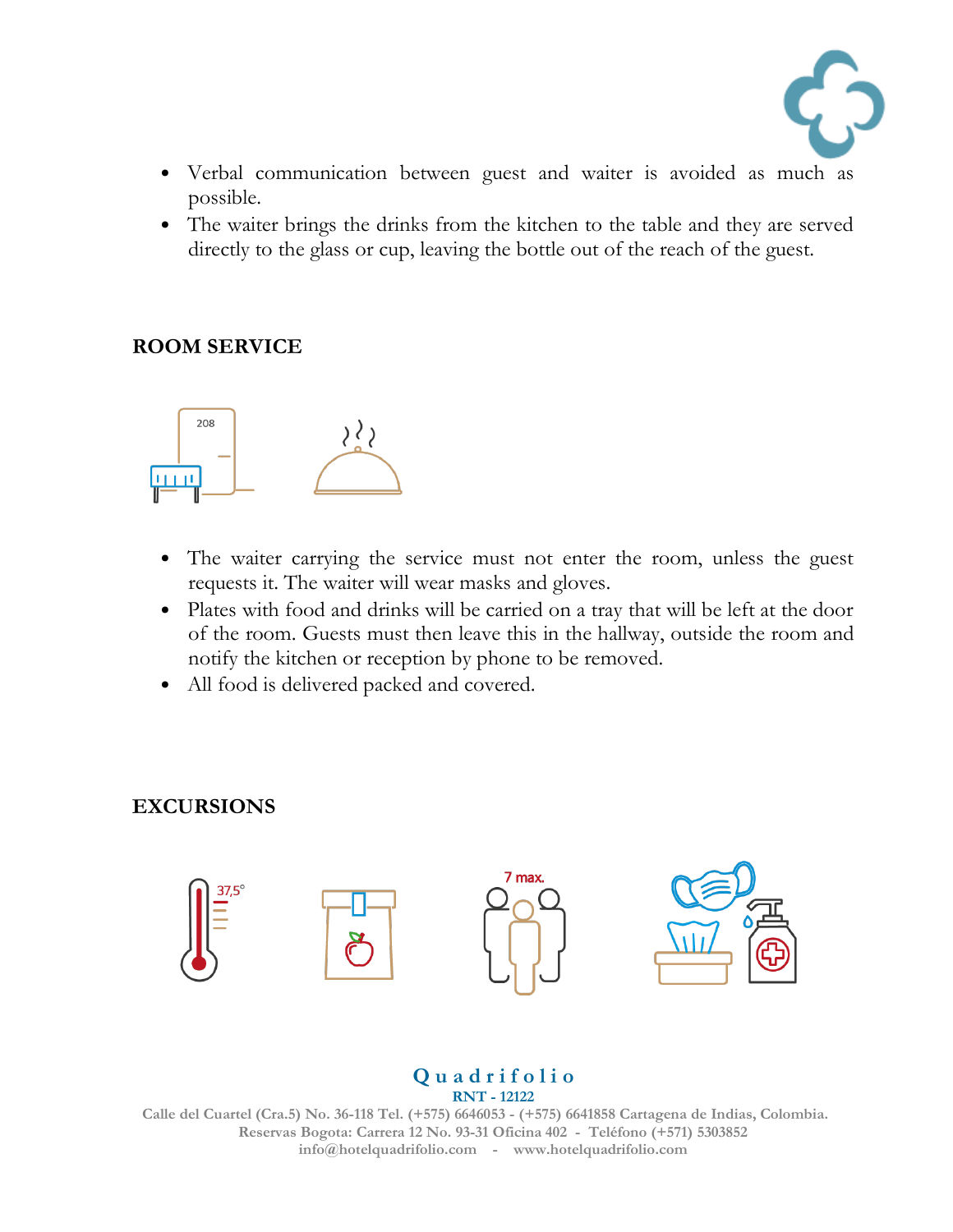- Verbal communication between guest and waiter is avoided as much as possible.
- The waiter brings the drinks from the kitchen to the table and they are served directly to the glass or cup, leaving the bottle out of the reach of the guest.

**ROOM SERVICE**

- The waiter carrying the service must not enter the room, unless the guest requests it. The waiter will wear masks and gloves.
- Plates with food and drinks will be carried on a tray that will be left at the door of the room. Guests must then leave this in the hallway, outside the room and notify the kitchen or reception by phone to be removed.
- All food is delivered packed and covered.

**EXCURSIONS**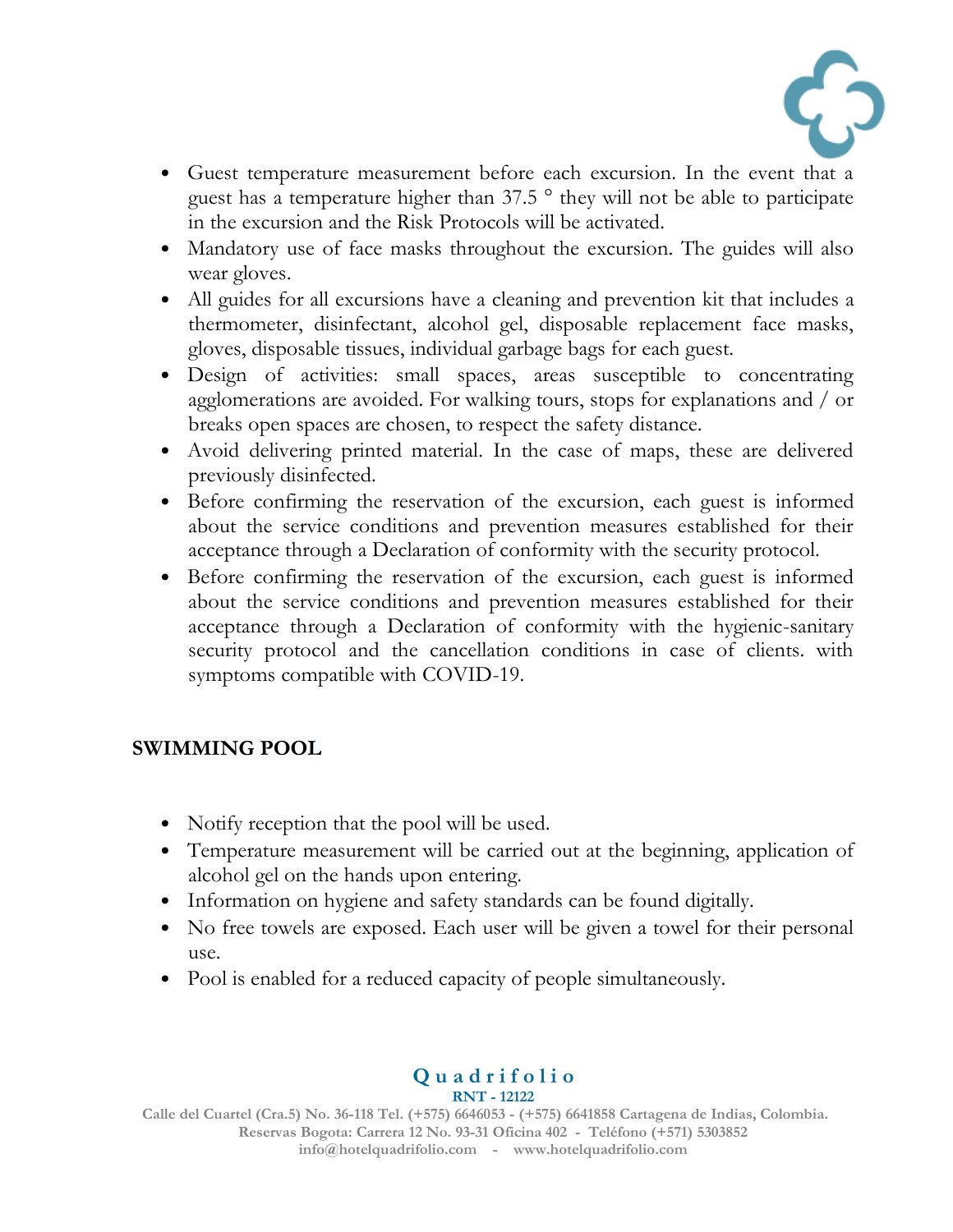- Guest temperature measurement before each excursion. In the event that a guest has a temperature higher than 37.5 ° they will not be able to participate in the excursion and the Risk Protocols will be activated.
- Mandatory use of face masks throughout the excursion. The guides will also wear gloves.
- All guides for all excursions have a cleaning and prevention kit that includes a thermometer, disinfectant, alcohol gel, disposable replacement face masks, gloves, disposable tissues, individual garbage bags for each guest.
- Design of activities: small spaces, areas susceptible to concentrating agglomerations are avoided. For walking tours, stops for explanations and / or breaks open spaces are chosen, to respect the safety distance.
- Avoid delivering printed material. In the case of maps, these are delivered previously disinfected.
- Before confirming the reservation of the excursion, each guest is informed about the service conditions and prevention measures established for their acceptance through a Declaration of conformity with the security protocol.
- Before confirming the reservation of the excursion, each guest is informed about the service conditions and prevention measures established for their acceptance through a Declaration of conformity with the hygienic-sanitary security protocol and the cancellation conditions in case of clients. with symptoms compatible with COVID-19.

**SWIMMING POOL**

- Notify reception that the pool will be used.
- Temperature measurement will be carried out at the beginning, application of alcohol gel on the hands upon entering.
- Information on hygiene and safety standards can be found digitally.
- No free towels are exposed. Each user will be given a towel for their personal use.
- Pool is enabled for a reduced capacity of people simultaneously.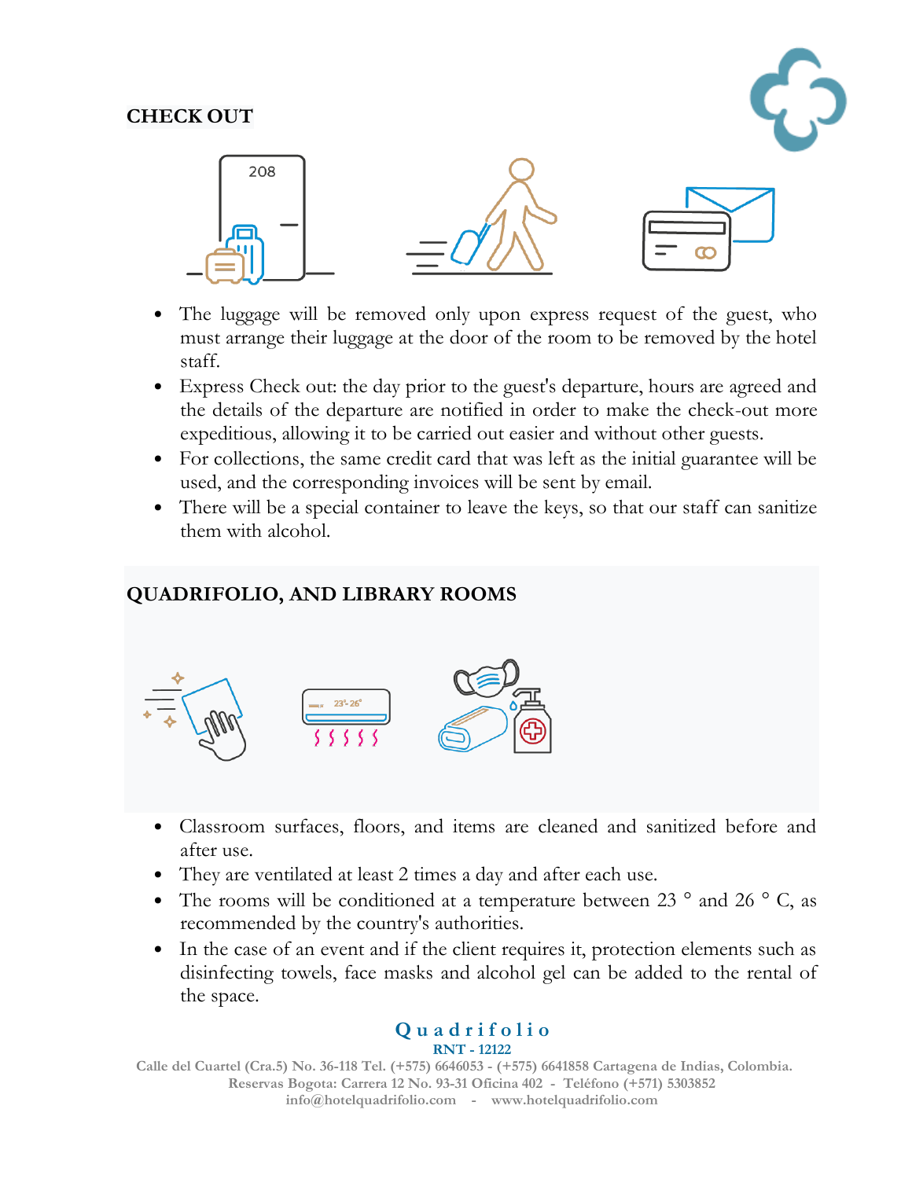## CHECK OUT

- The luggage will be removed only upon express request of the guest, who must arrange their luggage at the door of the room to be removed by the hotel staff.
- Express Check out: the day prior to the guest's departure, hours are agreed and the details of the departure are notified in order to make the check-out more expeditious, allowing it to be carried out easier and without other guests.
- For collections, the same credit card that was left as the initial guarantee will be used, and the corresponding invoices will be sent by email.
- There will be a special container to leave the keys, so that our staff can sanitize them with alcohol.

## QUADRIFOLIO, AND LIBRARY ROOMS

- Classroom surfaces, floors, and items are cleaned and sanitized before and after use.
- They are ventilated at least 2 times a day and after each use.
- The rooms will be conditioned at a temperature between 23 ° and 26 ° C, as recommended by the country's authorities.
- In the case of an event and if the client requires it, protection elements such as disinfecting towels, face masks and alcohol gel can be added to the rental of the space.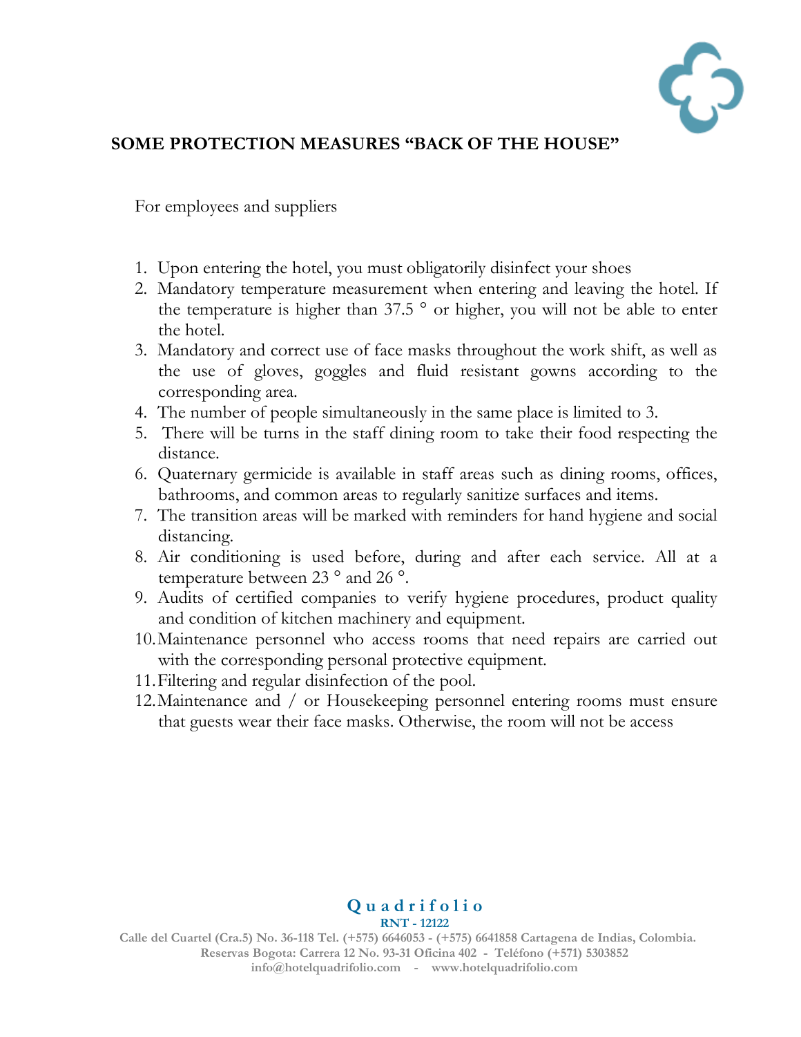## SOME PROTECTION MEASURES "BACK OF THE HOUSE"

For employees and suppliers

1. Upon entering the hotel, you must obligatorily disinfect your shoes
2. Mandatory temperature measurement when entering and leaving the hotel. If the temperature is higher than 37.5 ° or higher, you will not be able to enter the hotel.
3. Mandatory and correct use of face masks throughout the work shift, as well as the use of gloves, goggles and fluid resistant gowns according to the corresponding area.
4. The number of people simultaneously in the same place is limited to 3.
5. There will be turns in the staff dining room to take their food respecting the distance.
6. Quaternary germicide is available in staff areas such as dining rooms, offices, bathrooms, and common areas to regularly sanitize surfaces and items.
7. The transition areas will be marked with reminders for hand hygiene and social distancing.
8. Air conditioning is used before, during and after each service. All at a temperature between 23 ° and 26 °.
9. Audits of certified companies to verify hygiene procedures, product quality and condition of kitchen machinery and equipment.
10. Maintenance personnel who access rooms that need repairs are carried out with the corresponding personal protective equipment.
11. Filtering and regular disinfection of the pool.
12. Maintenance and / or Housekeeping personnel entering rooms must ensure that guests wear their face masks. Otherwise, the room will not be access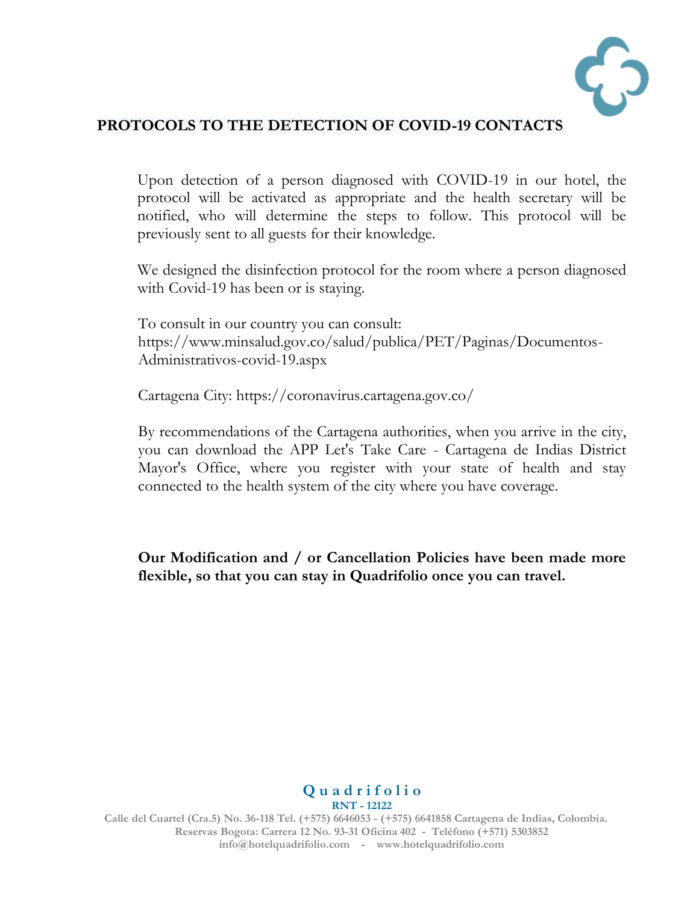## PROTOCOLS TO THE DETECTION OF COVID-19 CONTACTS

Upon detection of a person diagnosed with COVID-19 in our hotel, the protocol will be activated as appropriate and the health secretary will be notified, who will determine the steps to follow. This protocol will be previously sent to all guests for their knowledge.

We designed the disinfection protocol for the room where a person diagnosed with Covid-19 has been or is staying.

To consult in our country you can consult:
https://www.minsalud.gov.co/salud/publica/PET/Paginas/Documentos-Administrativos-covid-19.aspx

Cartagena City: https://coronavirus.cartagena.gov.co/

By recommendations of the Cartagena authorities, when you arrive in the city, you can download the APP Let's Take Care - Cartagena de Indias District Mayor's Office, where you register with your state of health and stay connected to the health system of the city where you have coverage.

**Our Modification and / or Cancellation Policies have been made more flexible, so that you can stay in Quadrifolio once you can travel.**

**Quadrifolio**
**RNT - 12122**
Calle del Cuartel (Cra.5) No. 36-118 Tel. (+575) 6646053 - (+575) 6641858 Cartagena de Indias, Colombia.
Reservas Bogota: Carrera 12 No. 93-31 Oficina 402 - Teléfono (+571) 5303852
info@hotelquadrifolio.com - www.hotelquadrifolio.com